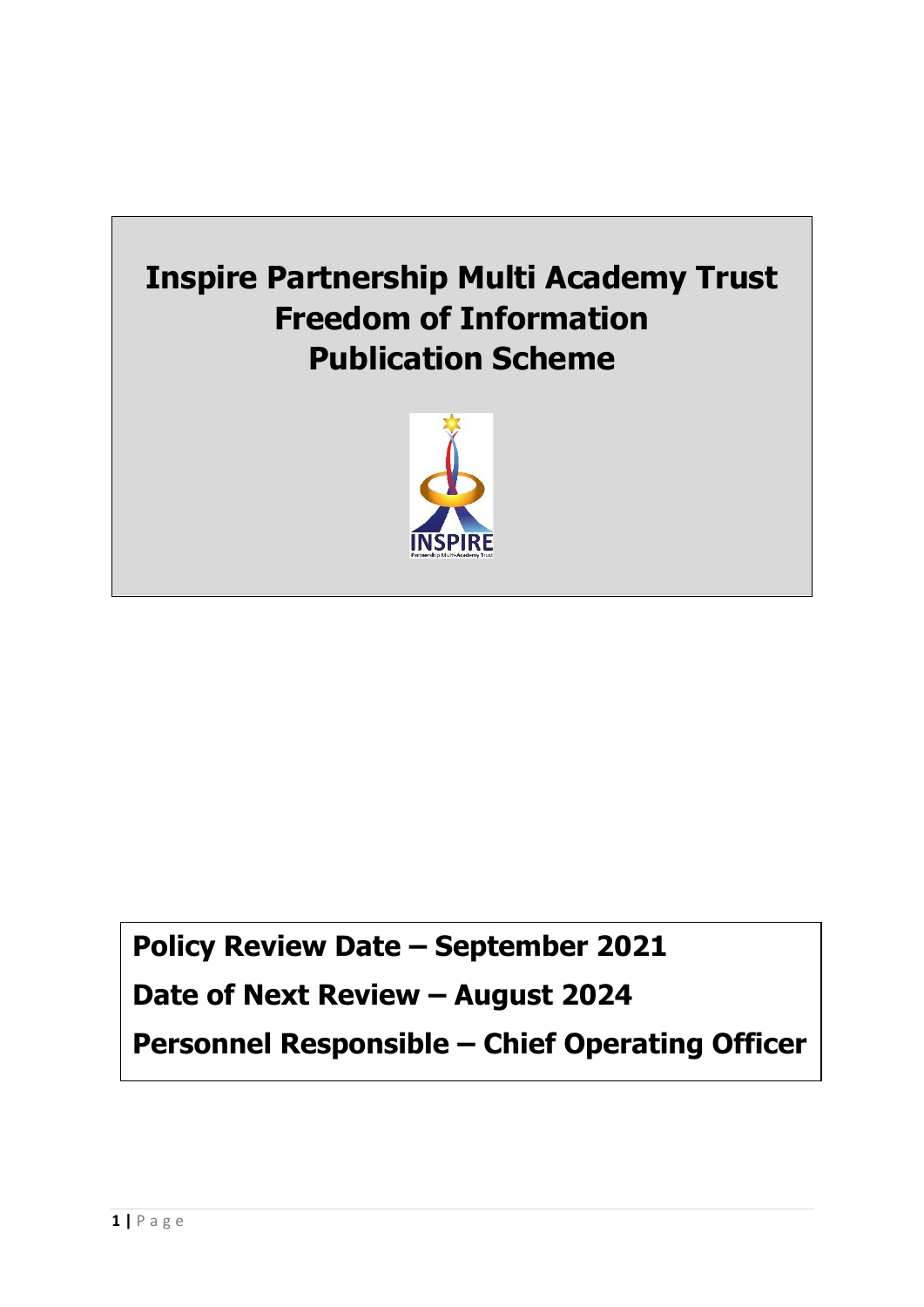# Inspire Partnership Multi Academy Trust Freedom of Information Publication Scheme

**Policy Review Date – September 2021**

**Date of Next Review – August 2024**

**Personnel Responsible – Chief Operating Officer**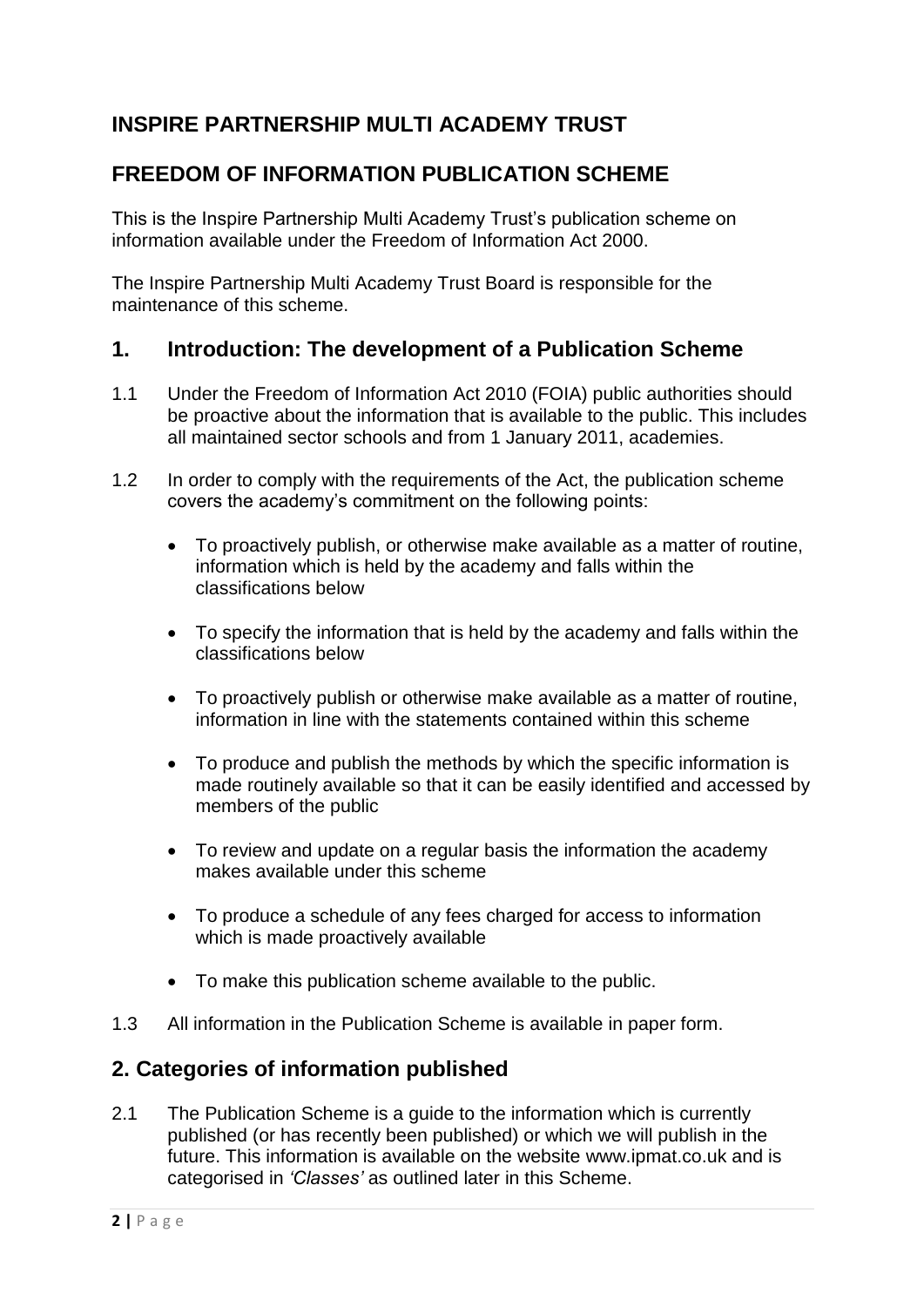# INSPIRE PARTNERSHIP MULTI ACADEMY TRUST

## FREEDOM OF INFORMATION PUBLICATION SCHEME

This is the Inspire Partnership Multi Academy Trust's publication scheme on information available under the Freedom of Information Act 2000.

The Inspire Partnership Multi Academy Trust Board is responsible for the maintenance of this scheme.

## 1. Introduction: The development of a Publication Scheme

1.1 Under the Freedom of Information Act 2010 (FOIA) public authorities should be proactive about the information that is available to the public. This includes all maintained sector schools and from 1 January 2011, academies.

1.2 In order to comply with the requirements of the Act, the publication scheme covers the academy's commitment on the following points:

- To proactively publish, or otherwise make available as a matter of routine, information which is held by the academy and falls within the classifications below
- To specify the information that is held by the academy and falls within the classifications below
- To proactively publish or otherwise make available as a matter of routine, information in line with the statements contained within this scheme
- To produce and publish the methods by which the specific information is made routinely available so that it can be easily identified and accessed by members of the public
- To review and update on a regular basis the information the academy makes available under this scheme
- To produce a schedule of any fees charged for access to information which is made proactively available
- To make this publication scheme available to the public.

1.3 All information in the Publication Scheme is available in paper form.

## 2. Categories of information published

2.1 The Publication Scheme is a guide to the information which is currently published (or has recently been published) or which we will publish in the future. This information is available on the website www.ipmat.co.uk and is categorised in *'Classes'* as outlined later in this Scheme.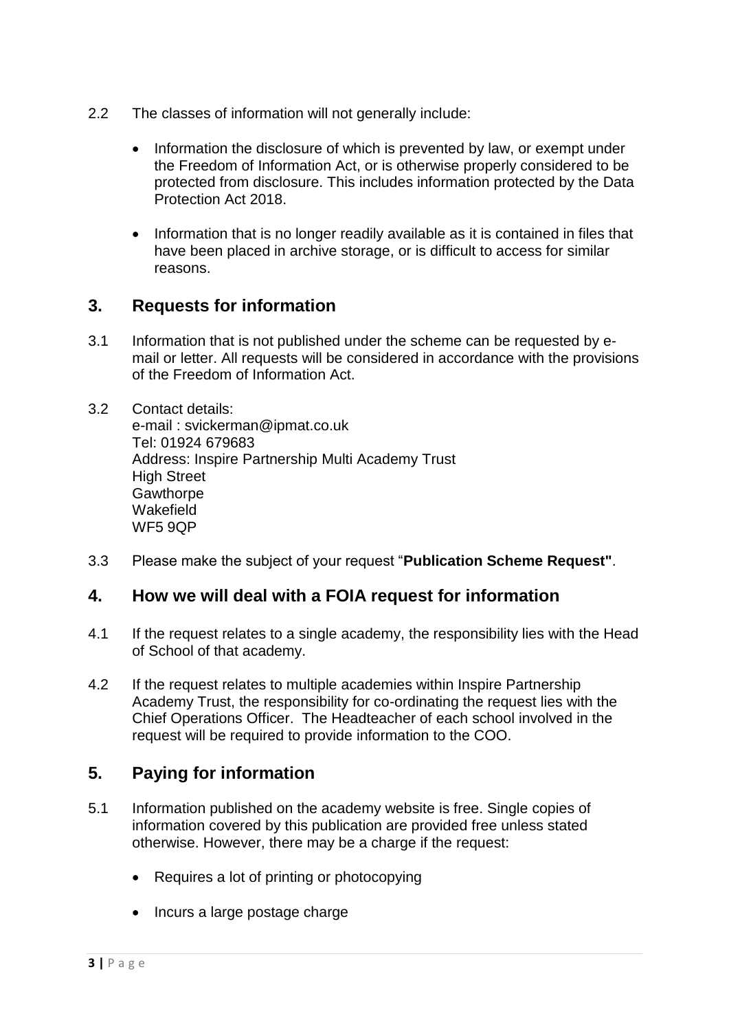2.2 The classes of information will not generally include:

- Information the disclosure of which is prevented by law, or exempt under the Freedom of Information Act, or is otherwise properly considered to be protected from disclosure. This includes information protected by the Data Protection Act 2018.
- Information that is no longer readily available as it is contained in files that have been placed in archive storage, or is difficult to access for similar reasons.

## 3. Requests for information

3.1 Information that is not published under the scheme can be requested by e-mail or letter. All requests will be considered in accordance with the provisions of the Freedom of Information Act.

3.2 Contact details:
e-mail : svickerman@ipmat.co.uk
Tel: 01924 679683
Address: Inspire Partnership Multi Academy Trust
High Street
Gawthorpe
Wakefield
WF5 9QP

3.3 Please make the subject of your request "**Publication Scheme Request"**.

## 4. How we will deal with a FOIA request for information

4.1 If the request relates to a single academy, the responsibility lies with the Head of School of that academy.

4.2 If the request relates to multiple academies within Inspire Partnership Academy Trust, the responsibility for co-ordinating the request lies with the Chief Operations Officer. The Headteacher of each school involved in the request will be required to provide information to the COO.

## 5. Paying for information

5.1 Information published on the academy website is free. Single copies of information covered by this publication are provided free unless stated otherwise. However, there may be a charge if the request:

- Requires a lot of printing or photocopying
- Incurs a large postage charge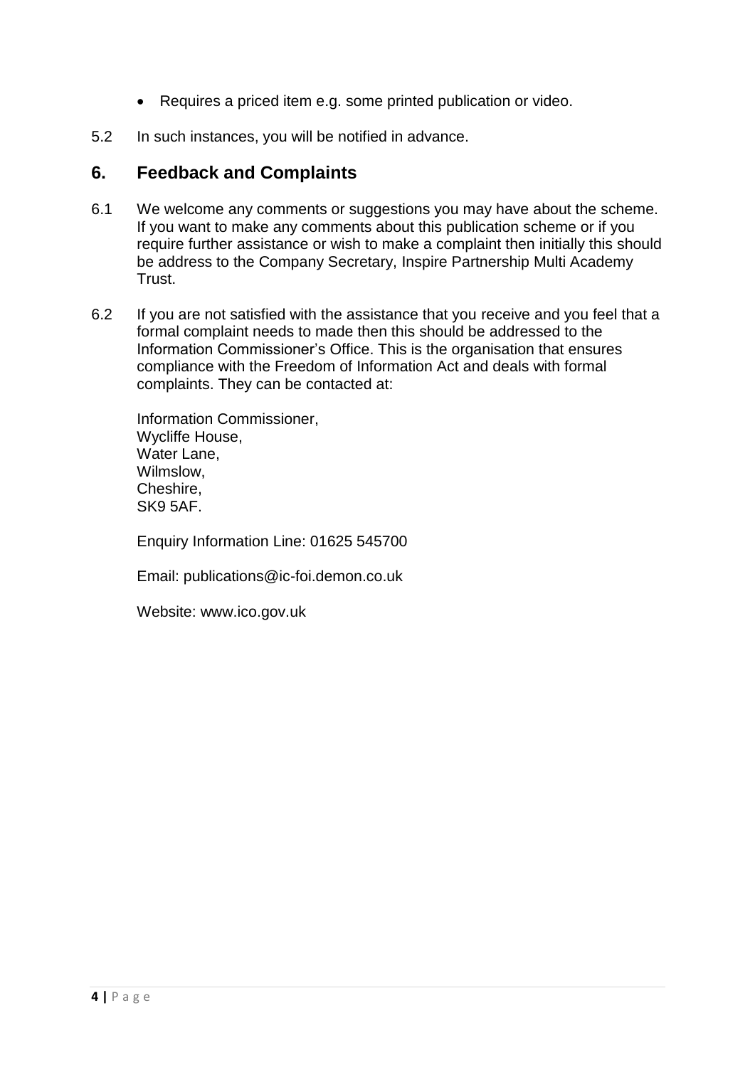- Requires a priced item e.g. some printed publication or video.

5.2 In such instances, you will be notified in advance.

## 6. Feedback and Complaints

6.1 We welcome any comments or suggestions you may have about the scheme. If you want to make any comments about this publication scheme or if you require further assistance or wish to make a complaint then initially this should be address to the Company Secretary, Inspire Partnership Multi Academy Trust.

6.2 If you are not satisfied with the assistance that you receive and you feel that a formal complaint needs to made then this should be addressed to the Information Commissioner's Office. This is the organisation that ensures compliance with the Freedom of Information Act and deals with formal complaints. They can be contacted at:

Information Commissioner,
Wycliffe House,
Water Lane,
Wilmslow,
Cheshire,
SK9 5AF.

Enquiry Information Line: 01625 545700

Email: publications@ic-foi.demon.co.uk

Website: www.ico.gov.uk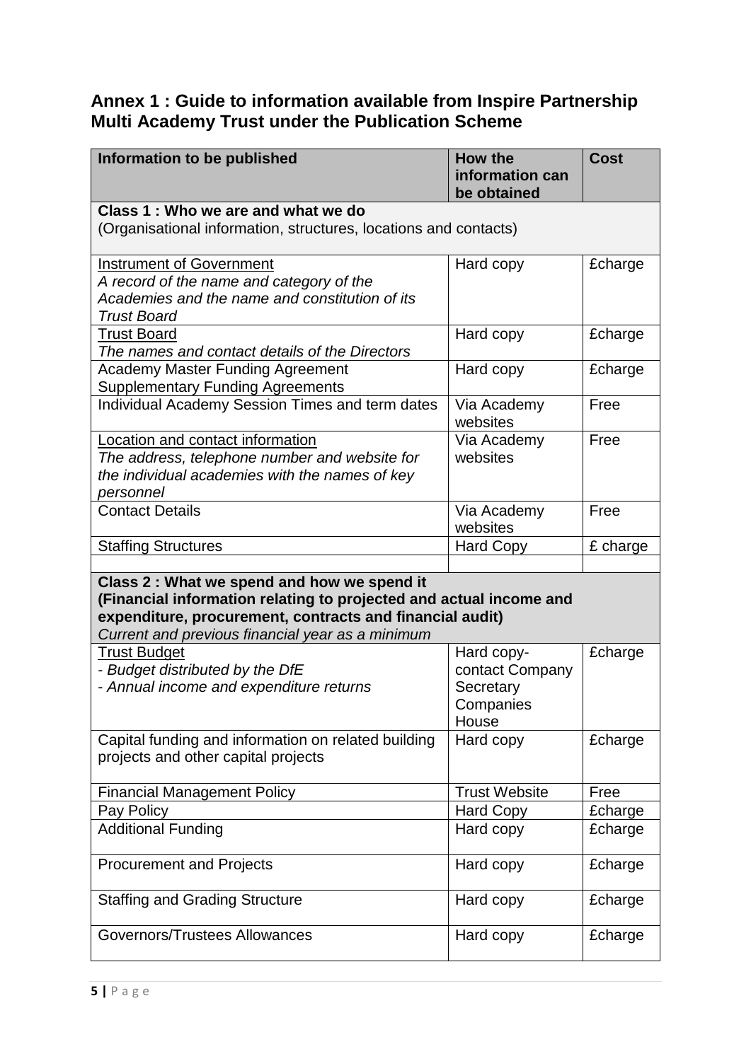## Annex 1 : Guide to information available from Inspire Partnership Multi Academy Trust under the Publication Scheme

| Information to be published | How the information can be obtained | Cost |
|---|---|---|
| **Class 1 : Who we are and what we do**<br>(Organisational information, structures, locations and contacts) | | |
| Instrument of Government<br>*A record of the name and category of the Academies and the name and constitution of its Trust Board* | Hard copy | £charge |
| Trust Board<br>*The names and contact details of the Directors* | Hard copy | £charge |
| Academy Master Funding Agreement<br>Supplementary Funding Agreements | Hard copy | £charge |
| Individual Academy Session Times and term dates | Via Academy websites | Free |
| Location and contact information<br>*The address, telephone number and website for the individual academies with the names of key personnel* | Via Academy websites | Free |
| Contact Details | Via Academy websites | Free |
| Staffing Structures | Hard Copy | £ charge |
| | | |
| **Class 2 : What we spend and how we spend it**<br>**(Financial information relating to projected and actual income and expenditure, procurement, contracts and financial audit)**<br>*Current and previous financial year as a minimum* | | |
| Trust Budget<br>- *Budget distributed by the DfE*<br>- *Annual income and expenditure returns* | Hard copy- contact Company Secretary Companies House | £charge |
| Capital funding and information on related building projects and other capital projects | Hard copy | £charge |
| Financial Management Policy | Trust Website | Free |
| Pay Policy | Hard Copy | £charge |
| Additional Funding | Hard copy | £charge |
| Procurement and Projects | Hard copy | £charge |
| Staffing and Grading Structure | Hard copy | £charge |
| Governors/Trustees Allowances | Hard copy | £charge |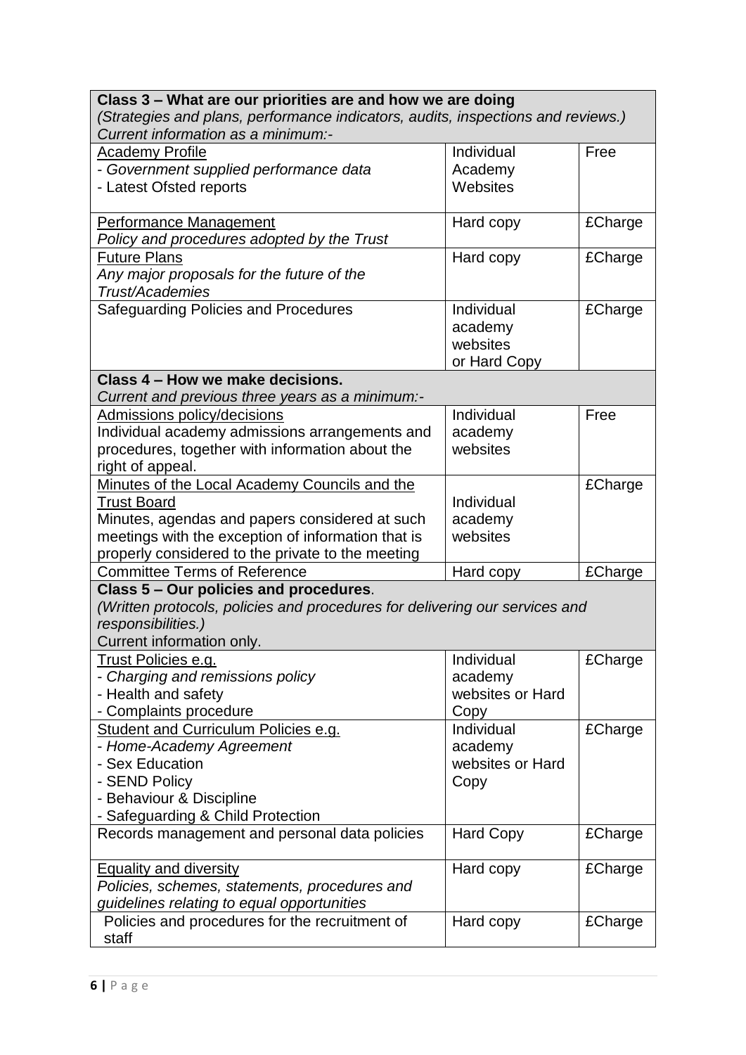| **Class 3 – What are our priorities are and how we are doing**<br>*(Strategies and plans, performance indicators, audits, inspections and reviews.)*<br>*Current information as a minimum:-* | | |
|---|---|---|
| Academy Profile<br>- *Government supplied performance data*<br>- Latest Ofsted reports | Individual Academy Websites | Free |
| Performance Management<br>*Policy and procedures adopted by the Trust* | Hard copy | £Charge |
| Future Plans<br>*Any major proposals for the future of the Trust/Academies* | Hard copy | £Charge |
| Safeguarding Policies and Procedures | Individual academy websites or Hard Copy | £Charge |
| **Class 4 – How we make decisions.**<br>*Current and previous three years as a minimum:-* | | |
| Admissions policy/decisions<br>Individual academy admissions arrangements and procedures, together with information about the right of appeal. | Individual academy websites | Free |
| Minutes of the Local Academy Councils and the Trust Board<br>Minutes, agendas and papers considered at such meetings with the exception of information that is properly considered to the private to the meeting | Individual academy websites | £Charge |
| Committee Terms of Reference | Hard copy | £Charge |
| **Class 5 – Our policies and procedures**.<br>*(Written protocols, policies and procedures for delivering our services and responsibilities.)*<br>Current information only. | | |
| Trust Policies e.g.<br>- *Charging and remissions policy*<br>- Health and safety<br>- Complaints procedure | Individual academy websites or Hard Copy | £Charge |
| Student and Curriculum Policies e.g.<br>- *Home-Academy Agreement*<br>- Sex Education<br>- SEND Policy<br>- Behaviour & Discipline<br>- Safeguarding & Child Protection | Individual academy websites or Hard Copy | £Charge |
| Records management and personal data policies | Hard Copy | £Charge |
| Equality and diversity<br>*Policies, schemes, statements, procedures and guidelines relating to equal opportunities* | Hard copy | £Charge |
| Policies and procedures for the recruitment of staff | Hard copy | £Charge |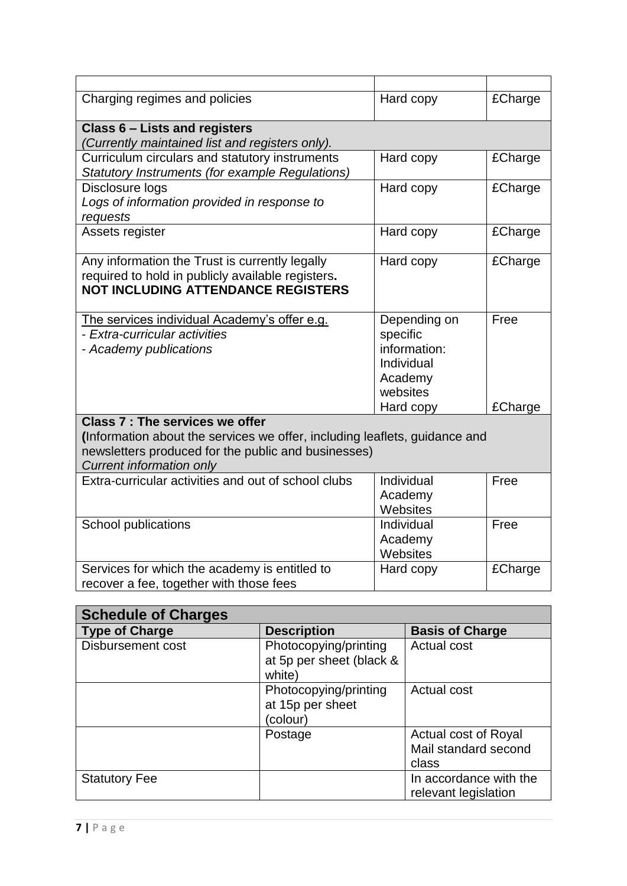| | | |
|---|---|---|
| Charging regimes and policies | Hard copy | £Charge |
| **Class 6 – Lists and registers**<br>*(Currently maintained list and registers only).* | | |
| Curriculum circulars and statutory instruments<br>*Statutory Instruments (for example Regulations)* | Hard copy | £Charge |
| Disclosure logs<br>*Logs of information provided in response to requests* | Hard copy | £Charge |
| Assets register | Hard copy | £Charge |
| Any information the Trust is currently legally required to hold in publicly available registers**.**<br>**NOT INCLUDING ATTENDANCE REGISTERS** | Hard copy | £Charge |
| The services individual Academy's offer e.g.<br>*- Extra-curricular activities*<br>*- Academy publications* | Depending on specific information:<br>Individual Academy websites<br>Hard copy | Free<br><br><br><br><br><br>£Charge |
| **Class 7 : The services we offer**<br>**(**Information about the services we offer, including leaflets, guidance and newsletters produced for the public and businesses)<br>*Current information only* | | |
| Extra-curricular activities and out of school clubs | Individual Academy Websites | Free |
| School publications | Individual Academy Websites | Free |
| Services for which the academy is entitled to recover a fee, together with those fees | Hard copy | £Charge |

| **Schedule of Charges** | | |
|---|---|---|
| **Type of Charge** | **Description** | **Basis of Charge** |
| Disbursement cost | Photocopying/printing at 5p per sheet (black & white) | Actual cost |
| | Photocopying/printing at 15p per sheet (colour) | Actual cost |
| | Postage | Actual cost of Royal Mail standard second class |
| Statutory Fee | | In accordance with the relevant legislation |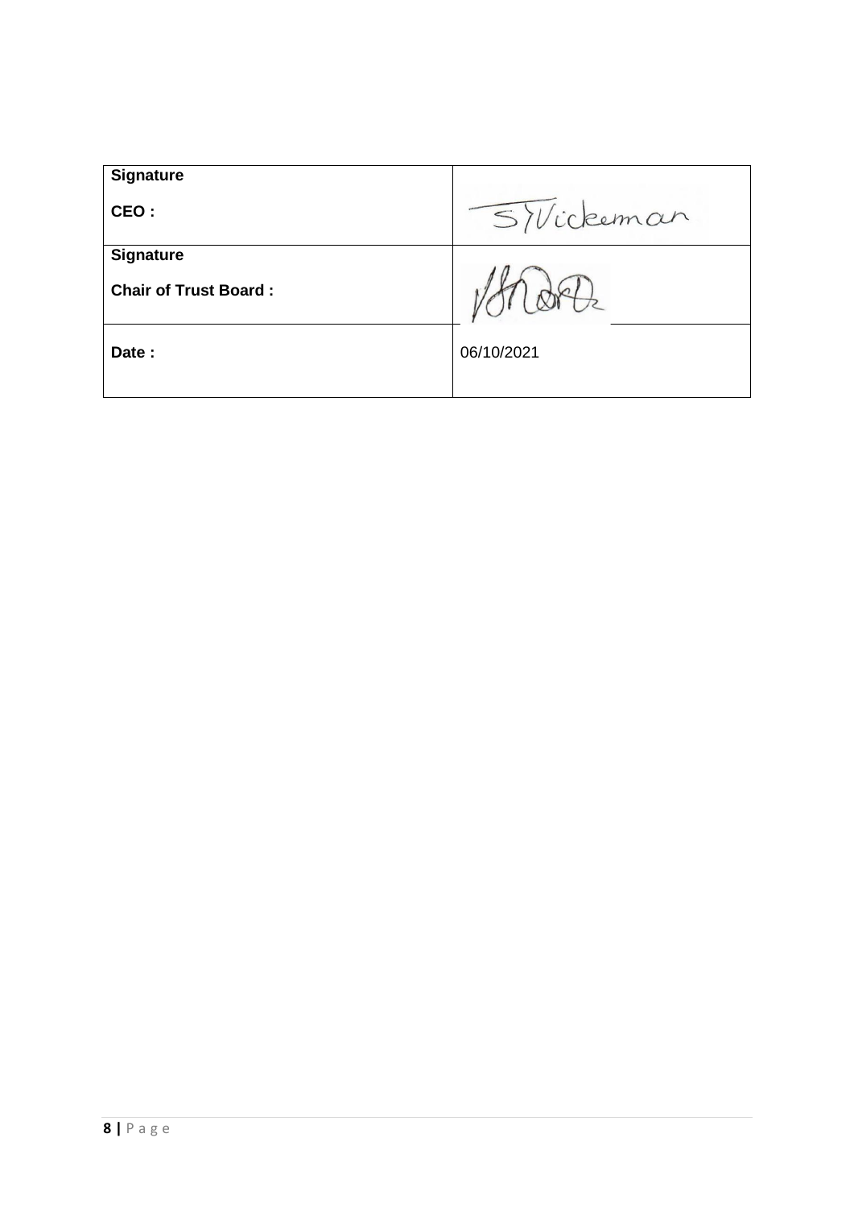| | |
|---|---|
| **Signature**<br><br>**CEO :** | S Vickeman |
| **Signature**<br><br>**Chair of Trust Board :** | |
| **Date :** | 06/10/2021 |